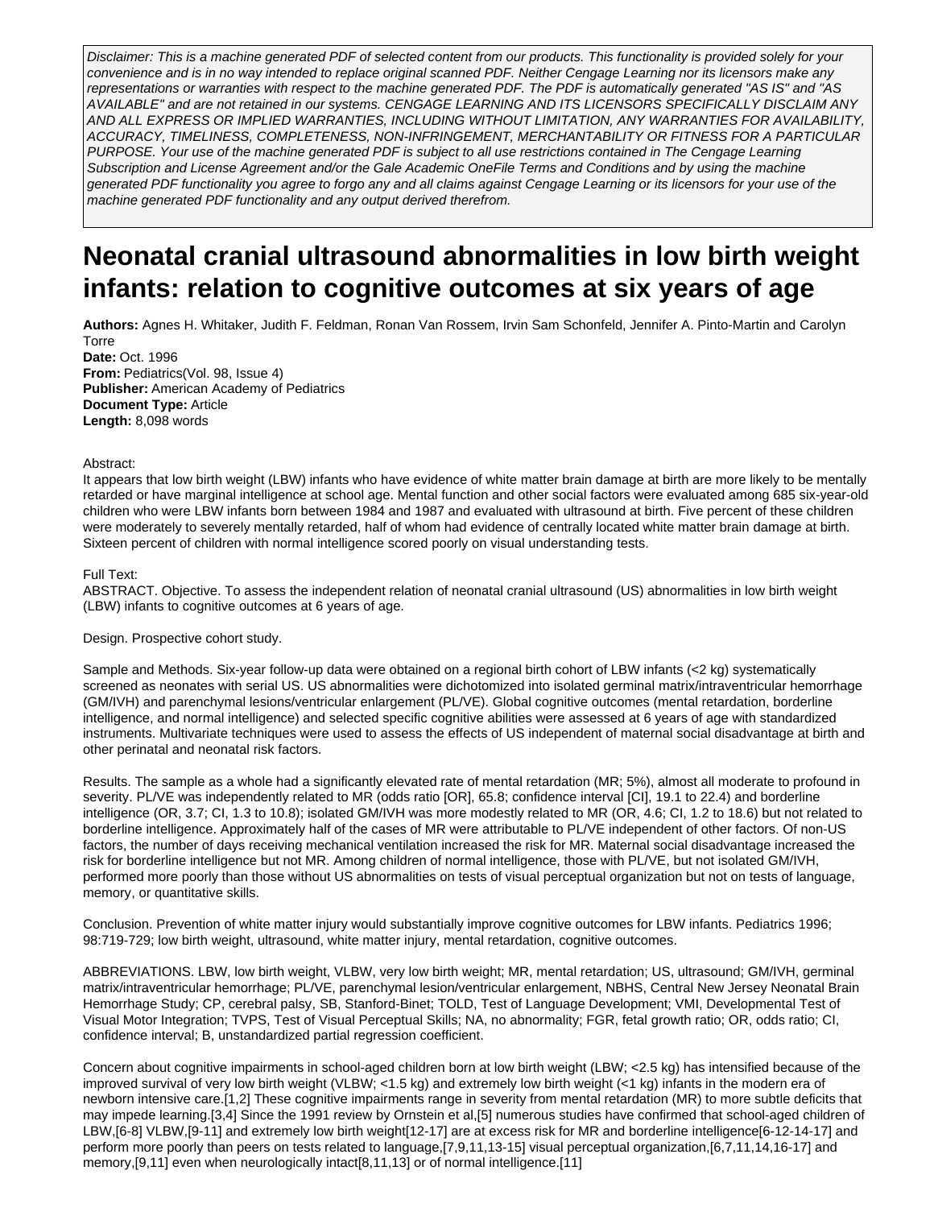Disclaimer: This is a machine generated PDF of selected content from our products. This functionality is provided solely for your convenience and is in no way intended to replace original scanned PDF. Neither Cengage Learning nor its licensors make any representations or warranties with respect to the machine generated PDF. The PDF is automatically generated "AS IS" and "AS AVAILABLE" and are not retained in our systems. CENGAGE LEARNING AND ITS LICENSORS SPECIFICALLY DISCLAIM ANY AND ALL EXPRESS OR IMPLIED WARRANTIES, INCLUDING WITHOUT LIMITATION, ANY WARRANTIES FOR AVAILABILITY, ACCURACY, TIMELINESS, COMPLETENESS, NON-INFRINGEMENT, MERCHANTABILITY OR FITNESS FOR A PARTICULAR PURPOSE. Your use of the machine generated PDF is subject to all use restrictions contained in The Cengage Learning Subscription and License Agreement and/or the Gale Academic OneFile Terms and Conditions and by using the machine generated PDF functionality you agree to forgo any and all claims against Cengage Learning or its licensors for your use of the machine generated PDF functionality and any output derived therefrom.

# Neonatal cranial ultrasound abnormalities in low birth weight infants: relation to cognitive outcomes at six years of age

**Authors:** Agnes H. Whitaker, Judith F. Feldman, Ronan Van Rossem, Irvin Sam Schonfeld, Jennifer A. Pinto-Martin and Carolyn Torre
**Date:** Oct. 1996
**From:** Pediatrics(Vol. 98, Issue 4)
**Publisher:** American Academy of Pediatrics
**Document Type:** Article
**Length:** 8,098 words

Abstract:

It appears that low birth weight (LBW) infants who have evidence of white matter brain damage at birth are more likely to be mentally retarded or have marginal intelligence at school age. Mental function and other social factors were evaluated among 685 six-year-old children who were LBW infants born between 1984 and 1987 and evaluated with ultrasound at birth. Five percent of these children were moderately to severely mentally retarded, half of whom had evidence of centrally located white matter brain damage at birth. Sixteen percent of children with normal intelligence scored poorly on visual understanding tests.

Full Text:

ABSTRACT. Objective. To assess the independent relation of neonatal cranial ultrasound (US) abnormalities in low birth weight (LBW) infants to cognitive outcomes at 6 years of age.

Design. Prospective cohort study.

Sample and Methods. Six-year follow-up data were obtained on a regional birth cohort of LBW infants (<2 kg) systematically screened as neonates with serial US. US abnormalities were dichotomized into isolated germinal matrix/intraventricular hemorrhage (GM/IVH) and parenchymal lesions/ventricular enlargement (PL/VE). Global cognitive outcomes (mental retardation, borderline intelligence, and normal intelligence) and selected specific cognitive abilities were assessed at 6 years of age with standardized instruments. Multivariate techniques were used to assess the effects of US independent of maternal social disadvantage at birth and other perinatal and neonatal risk factors.

Results. The sample as a whole had a significantly elevated rate of mental retardation (MR; 5%), almost all moderate to profound in severity. PL/VE was independently related to MR (odds ratio [OR], 65.8; confidence interval [CI], 19.1 to 22.4) and borderline intelligence (OR, 3.7; CI, 1.3 to 10.8); isolated GM/IVH was more modestly related to MR (OR, 4.6; CI, 1.2 to 18.6) but not related to borderline intelligence. Approximately half of the cases of MR were attributable to PL/VE independent of other factors. Of non-US factors, the number of days receiving mechanical ventilation increased the risk for MR. Maternal social disadvantage increased the risk for borderline intelligence but not MR. Among children of normal intelligence, those with PL/VE, but not isolated GM/IVH, performed more poorly than those without US abnormalities on tests of visual perceptual organization but not on tests of language, memory, or quantitative skills.

Conclusion. Prevention of white matter injury would substantially improve cognitive outcomes for LBW infants. Pediatrics 1996; 98:719-729; low birth weight, ultrasound, white matter injury, mental retardation, cognitive outcomes.

ABBREVIATIONS. LBW, low birth weight, VLBW, very low birth weight; MR, mental retardation; US, ultrasound; GM/IVH, germinal matrix/intraventricular hemorrhage; PL/VE, parenchymal lesion/ventricular enlargement, NBHS, Central New Jersey Neonatal Brain Hemorrhage Study; CP, cerebral palsy, SB, Stanford-Binet; TOLD, Test of Language Development; VMI, Developmental Test of Visual Motor Integration; TVPS, Test of Visual Perceptual Skills; NA, no abnormality; FGR, fetal growth ratio; OR, odds ratio; CI, confidence interval; B, unstandardized partial regression coefficient.

Concern about cognitive impairments in school-aged children born at low birth weight (LBW; <2.5 kg) has intensified because of the improved survival of very low birth weight (VLBW; <1.5 kg) and extremely low birth weight (<1 kg) infants in the modern era of newborn intensive care.[1,2] These cognitive impairments range in severity from mental retardation (MR) to more subtle deficits that may impede learning.[3,4] Since the 1991 review by Ornstein et al,[5] numerous studies have confirmed that school-aged children of LBW,[6-8] VLBW,[9-11] and extremely low birth weight[12-17] are at excess risk for MR and borderline intelligence[6-12-14-17] and perform more poorly than peers on tests related to language,[7,9,11,13-15] visual perceptual organization,[6,7,11,14,16-17] and memory,[9,11] even when neurologically intact[8,11,13] or of normal intelligence.[11]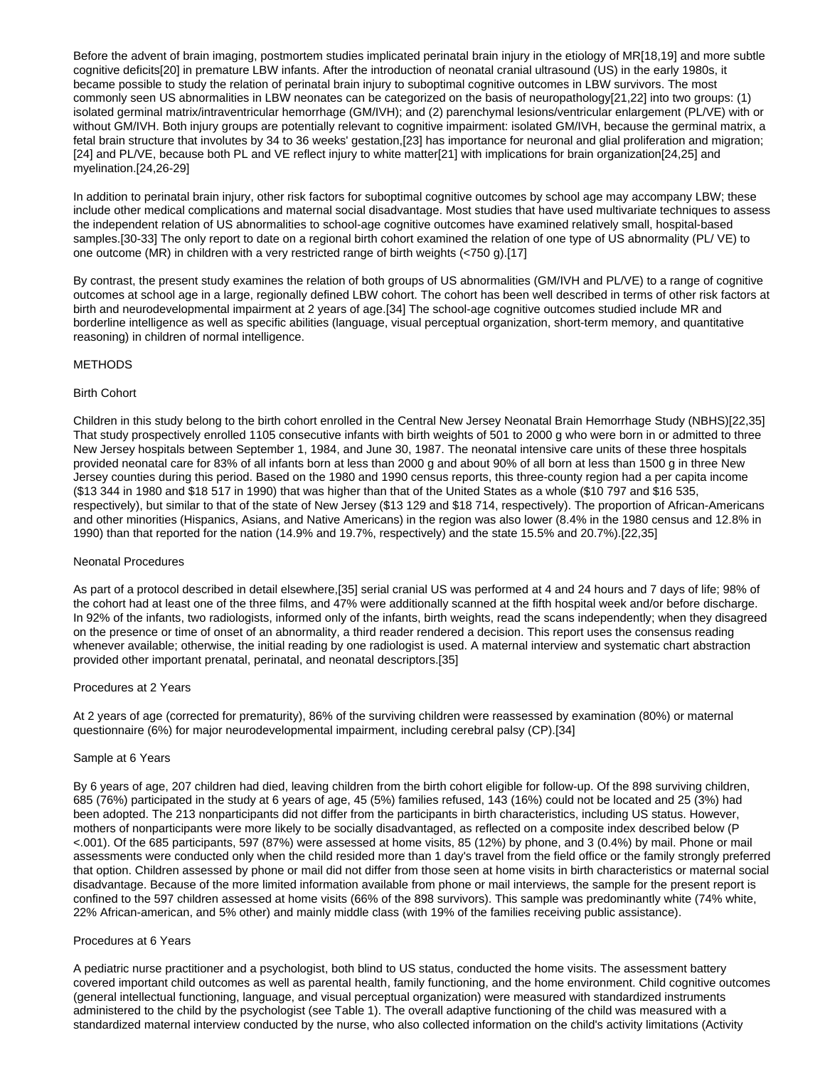Before the advent of brain imaging, postmortem studies implicated perinatal brain injury in the etiology of MR[18,19] and more subtle cognitive deficits[20] in premature LBW infants. After the introduction of neonatal cranial ultrasound (US) in the early 1980s, it became possible to study the relation of perinatal brain injury to suboptimal cognitive outcomes in LBW survivors. The most commonly seen US abnormalities in LBW neonates can be categorized on the basis of neuropathology[21,22] into two groups: (1) isolated germinal matrix/intraventricular hemorrhage (GM/IVH); and (2) parenchymal lesions/ventricular enlargement (PL/VE) with or without GM/IVH. Both injury groups are potentially relevant to cognitive impairment: isolated GM/IVH, because the germinal matrix, a fetal brain structure that involutes by 34 to 36 weeks' gestation,[23] has importance for neuronal and glial proliferation and migration;[24] and PL/VE, because both PL and VE reflect injury to white matter[21] with implications for brain organization[24,25] and myelination.[24,26-29]

In addition to perinatal brain injury, other risk factors for suboptimal cognitive outcomes by school age may accompany LBW; these include other medical complications and maternal social disadvantage. Most studies that have used multivariate techniques to assess the independent relation of US abnormalities to school-age cognitive outcomes have examined relatively small, hospital-based samples.[30-33] The only report to date on a regional birth cohort examined the relation of one type of US abnormality (PL/ VE) to one outcome (MR) in children with a very restricted range of birth weights (<750 g).[17]

By contrast, the present study examines the relation of both groups of US abnormalities (GM/IVH and PL/VE) to a range of cognitive outcomes at school age in a large, regionally defined LBW cohort. The cohort has been well described in terms of other risk factors at birth and neurodevelopmental impairment at 2 years of age.[34] The school-age cognitive outcomes studied include MR and borderline intelligence as well as specific abilities (language, visual perceptual organization, short-term memory, and quantitative reasoning) in children of normal intelligence.

## METHODS

### Birth Cohort

Children in this study belong to the birth cohort enrolled in the Central New Jersey Neonatal Brain Hemorrhage Study (NBHS)[22,35] That study prospectively enrolled 1105 consecutive infants with birth weights of 501 to 2000 g who were born in or admitted to three New Jersey hospitals between September 1, 1984, and June 30, 1987. The neonatal intensive care units of these three hospitals provided neonatal care for 83% of all infants born at less than 2000 g and about 90% of all born at less than 1500 g in three New Jersey counties during this period. Based on the 1980 and 1990 census reports, this three-county region had a per capita income ($13 344 in 1980 and $18 517 in 1990) that was higher than that of the United States as a whole ($10 797 and $16 535, respectively), but similar to that of the state of New Jersey ($13 129 and $18 714, respectively). The proportion of African-Americans and other minorities (Hispanics, Asians, and Native Americans) in the region was also lower (8.4% in the 1980 census and 12.8% in 1990) than that reported for the nation (14.9% and 19.7%, respectively) and the state 15.5% and 20.7%).[22,35]

### Neonatal Procedures

As part of a protocol described in detail elsewhere,[35] serial cranial US was performed at 4 and 24 hours and 7 days of life; 98% of the cohort had at least one of the three films, and 47% were additionally scanned at the fifth hospital week and/or before discharge. In 92% of the infants, two radiologists, informed only of the infants, birth weights, read the scans independently; when they disagreed on the presence or time of onset of an abnormality, a third reader rendered a decision. This report uses the consensus reading whenever available; otherwise, the initial reading by one radiologist is used. A maternal interview and systematic chart abstraction provided other important prenatal, perinatal, and neonatal descriptors.[35]

### Procedures at 2 Years

At 2 years of age (corrected for prematurity), 86% of the surviving children were reassessed by examination (80%) or maternal questionnaire (6%) for major neurodevelopmental impairment, including cerebral palsy (CP).[34]

### Sample at 6 Years

By 6 years of age, 207 children had died, leaving children from the birth cohort eligible for follow-up. Of the 898 surviving children, 685 (76%) participated in the study at 6 years of age, 45 (5%) families refused, 143 (16%) could not be located and 25 (3%) had been adopted. The 213 nonparticipants did not differ from the participants in birth characteristics, including US status. However, mothers of nonparticipants were more likely to be socially disadvantaged, as reflected on a composite index described below ($P < .001$). Of the 685 participants, 597 (87%) were assessed at home visits, 85 (12%) by phone, and 3 (0.4%) by mail. Phone or mail assessments were conducted only when the child resided more than 1 day's travel from the field office or the family strongly preferred that option. Children assessed by phone or mail did not differ from those seen at home visits in birth characteristics or maternal social disadvantage. Because of the more limited information available from phone or mail interviews, the sample for the present report is confined to the 597 children assessed at home visits (66% of the 898 survivors). This sample was predominantly white (74% white, 22% African-american, and 5% other) and mainly middle class (with 19% of the families receiving public assistance).

### Procedures at 6 Years

A pediatric nurse practitioner and a psychologist, both blind to US status, conducted the home visits. The assessment battery covered important child outcomes as well as parental health, family functioning, and the home environment. Child cognitive outcomes (general intellectual functioning, language, and visual perceptual organization) were measured with standardized instruments administered to the child by the psychologist (see Table 1). The overall adaptive functioning of the child was measured with a standardized maternal interview conducted by the nurse, who also collected information on the child's activity limitations (Activity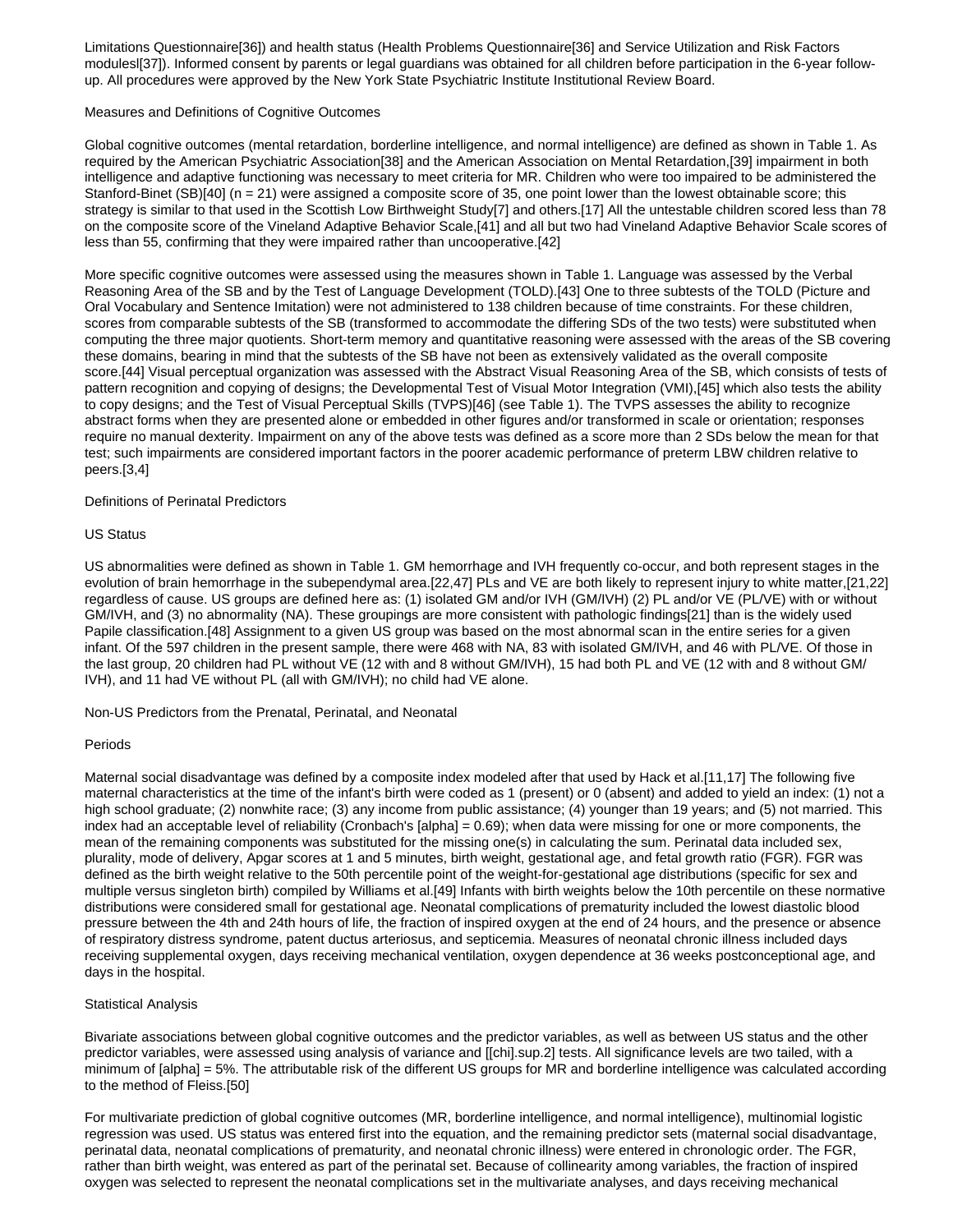Limitations Questionnaire[36]) and health status (Health Problems Questionnaire[36] and Service Utilization and Risk Factors modulesl[37]). Informed consent by parents or legal guardians was obtained for all children before participation in the 6-year follow-up. All procedures were approved by the New York State Psychiatric Institute Institutional Review Board.

## Measures and Definitions of Cognitive Outcomes

Global cognitive outcomes (mental retardation, borderline intelligence, and normal intelligence) are defined as shown in Table 1. As required by the American Psychiatric Association[38] and the American Association on Mental Retardation,[39] impairment in both intelligence and adaptive functioning was necessary to meet criteria for MR. Children who were too impaired to be administered the Stanford-Binet (SB)[40] (n = 21) were assigned a composite score of 35, one point lower than the lowest obtainable score; this strategy is similar to that used in the Scottish Low Birthweight Study[7] and others.[17] All the untestable children scored less than 78 on the composite score of the Vineland Adaptive Behavior Scale,[41] and all but two had Vineland Adaptive Behavior Scale scores of less than 55, confirming that they were impaired rather than uncooperative.[42]

More specific cognitive outcomes were assessed using the measures shown in Table 1. Language was assessed by the Verbal Reasoning Area of the SB and by the Test of Language Development (TOLD).[43] One to three subtests of the TOLD (Picture and Oral Vocabulary and Sentence Imitation) were not administered to 138 children because of time constraints. For these children, scores from comparable subtests of the SB (transformed to accommodate the differing SDs of the two tests) were substituted when computing the three major quotients. Short-term memory and quantitative reasoning were assessed with the areas of the SB covering these domains, bearing in mind that the subtests of the SB have not been as extensively validated as the overall composite score.[44] Visual perceptual organization was assessed with the Abstract Visual Reasoning Area of the SB, which consists of tests of pattern recognition and copying of designs; the Developmental Test of Visual Motor Integration (VMI),[45] which also tests the ability to copy designs; and the Test of Visual Perceptual Skills (TVPS)[46] (see Table 1). The TVPS assesses the ability to recognize abstract forms when they are presented alone or embedded in other figures and/or transformed in scale or orientation; responses require no manual dexterity. Impairment on any of the above tests was defined as a score more than 2 SDs below the mean for that test; such impairments are considered important factors in the poorer academic performance of preterm LBW children relative to peers.[3,4]

## Definitions of Perinatal Predictors

### US Status

US abnormalities were defined as shown in Table 1. GM hemorrhage and IVH frequently co-occur, and both represent stages in the evolution of brain hemorrhage in the subependymal area.[22,47] PLs and VE are both likely to represent injury to white matter,[21,22] regardless of cause. US groups are defined here as: (1) isolated GM and/or IVH (GM/IVH) (2) PL and/or VE (PL/VE) with or without GM/IVH, and (3) no abnormality (NA). These groupings are more consistent with pathologic findings[21] than is the widely used Papile classification.[48] Assignment to a given US group was based on the most abnormal scan in the entire series for a given infant. Of the 597 children in the present sample, there were 468 with NA, 83 with isolated GM/IVH, and 46 with PL/VE. Of those in the last group, 20 children had PL without VE (12 with and 8 without GM/IVH), 15 had both PL and VE (12 with and 8 without GM/IVH), and 11 had VE without PL (all with GM/IVH); no child had VE alone.

### Non-US Predictors from the Prenatal, Perinatal, and Neonatal Periods

Maternal social disadvantage was defined by a composite index modeled after that used by Hack et al.[11,17] The following five maternal characteristics at the time of the infant's birth were coded as 1 (present) or 0 (absent) and added to yield an index: (1) not a high school graduate; (2) nonwhite race; (3) any income from public assistance; (4) younger than 19 years; and (5) not married. This index had an acceptable level of reliability (Cronbach's $\alpha = 0.69$); when data were missing for one or more components, the mean of the remaining components was substituted for the missing one(s) in calculating the sum. Perinatal data included sex, plurality, mode of delivery, Apgar scores at 1 and 5 minutes, birth weight, gestational age, and fetal growth ratio (FGR). FGR was defined as the birth weight relative to the 50th percentile point of the weight-for-gestational age distributions (specific for sex and multiple versus singleton birth) compiled by Williams et al.[49] Infants with birth weights below the 10th percentile on these normative distributions were considered small for gestational age. Neonatal complications of prematurity included the lowest diastolic blood pressure between the 4th and 24th hours of life, the fraction of inspired oxygen at the end of 24 hours, and the presence or absence of respiratory distress syndrome, patent ductus arteriosus, and septicemia. Measures of neonatal chronic illness included days receiving supplemental oxygen, days receiving mechanical ventilation, oxygen dependence at 36 weeks postconceptional age, and days in the hospital.

## Statistical Analysis

Bivariate associations between global cognitive outcomes and the predictor variables, as well as between US status and the other predictor variables, were assessed using analysis of variance and $\chi^2$ tests. All significance levels are two tailed, with a minimum of $\alpha = 5\%$. The attributable risk of the different US groups for MR and borderline intelligence was calculated according to the method of Fleiss.[50]

For multivariate prediction of global cognitive outcomes (MR, borderline intelligence, and normal intelligence), multinomial logistic regression was used. US status was entered first into the equation, and the remaining predictor sets (maternal social disadvantage, perinatal data, neonatal complications of prematurity, and neonatal chronic illness) were entered in chronologic order. The FGR, rather than birth weight, was entered as part of the perinatal set. Because of collinearity among variables, the fraction of inspired oxygen was selected to represent the neonatal complications set in the multivariate analyses, and days receiving mechanical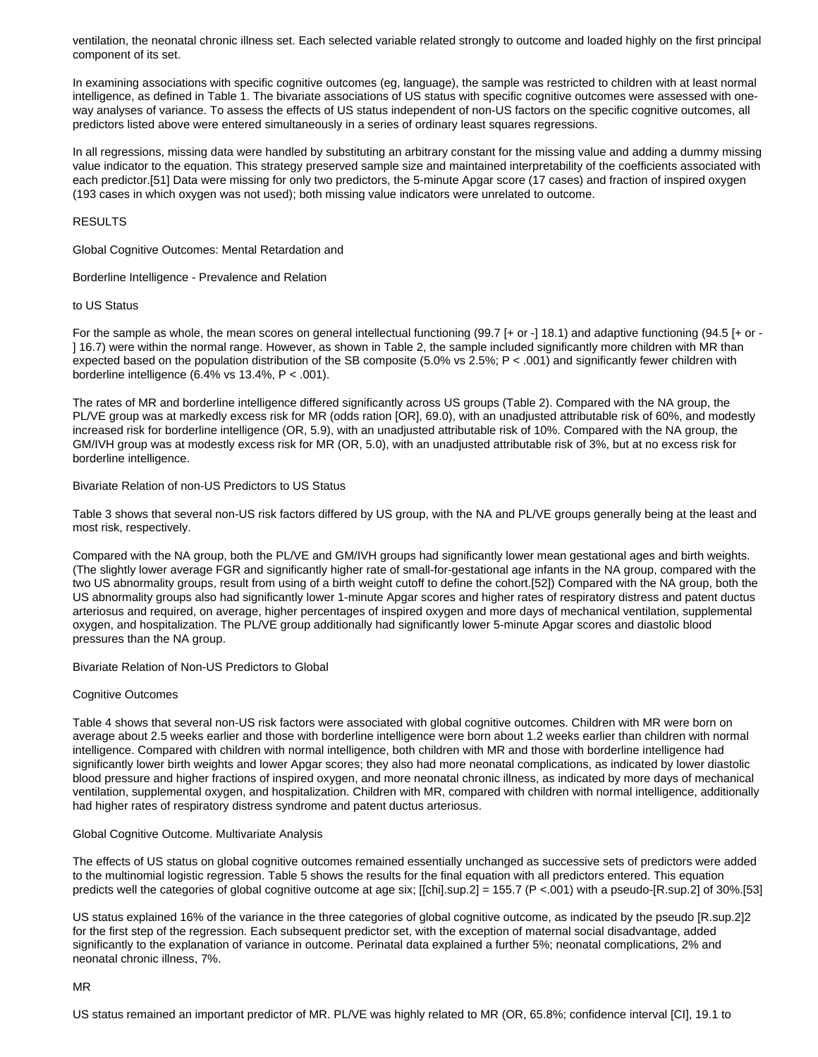ventilation, the neonatal chronic illness set. Each selected variable related strongly to outcome and loaded highly on the first principal component of its set.

In examining associations with specific cognitive outcomes (eg, language), the sample was restricted to children with at least normal intelligence, as defined in Table 1. The bivariate associations of US status with specific cognitive outcomes were assessed with one-way analyses of variance. To assess the effects of US status independent of non-US factors on the specific cognitive outcomes, all predictors listed above were entered simultaneously in a series of ordinary least squares regressions.

In all regressions, missing data were handled by substituting an arbitrary constant for the missing value and adding a dummy missing value indicator to the equation. This strategy preserved sample size and maintained interpretability of the coefficients associated with each predictor.[51] Data were missing for only two predictors, the 5-minute Apgar score (17 cases) and fraction of inspired oxygen (193 cases in which oxygen was not used); both missing value indicators were unrelated to outcome.

## RESULTS

### Global Cognitive Outcomes: Mental Retardation and Borderline Intelligence - Prevalence and Relation to US Status

For the sample as whole, the mean scores on general intellectual functioning (99.7 [+ or -] 18.1) and adaptive functioning (94.5 [+ or - ] 16.7) were within the normal range. However, as shown in Table 2, the sample included significantly more children with MR than expected based on the population distribution of the SB composite (5.0% vs 2.5%; $P < .001$) and significantly fewer children with borderline intelligence (6.4% vs 13.4%, $P < .001$).

The rates of MR and borderline intelligence differed significantly across US groups (Table 2). Compared with the NA group, the PL/VE group was at markedly excess risk for MR (odds ration [OR], 69.0), with an unadjusted attributable risk of 60%, and modestly increased risk for borderline intelligence (OR, 5.9), with an unadjusted attributable risk of 10%. Compared with the NA group, the GM/IVH group was at modestly excess risk for MR (OR, 5.0), with an unadjusted attributable risk of 3%, but at no excess risk for borderline intelligence.

### Bivariate Relation of non-US Predictors to US Status

Table 3 shows that several non-US risk factors differed by US group, with the NA and PL/VE groups generally being at the least and most risk, respectively.

Compared with the NA group, both the PL/VE and GM/IVH groups had significantly lower mean gestational ages and birth weights. (The slightly lower average FGR and significantly higher rate of small-for-gestational age infants in the NA group, compared with the two US abnormality groups, result from using of a birth weight cutoff to define the cohort.[52]) Compared with the NA group, both the US abnormality groups also had significantly lower 1-minute Apgar scores and higher rates of respiratory distress and patent ductus arteriosus and required, on average, higher percentages of inspired oxygen and more days of mechanical ventilation, supplemental oxygen, and hospitalization. The PL/VE group additionally had significantly lower 5-minute Apgar scores and diastolic blood pressures than the NA group.

### Bivariate Relation of Non-US Predictors to Global Cognitive Outcomes

Table 4 shows that several non-US risk factors were associated with global cognitive outcomes. Children with MR were born on average about 2.5 weeks earlier and those with borderline intelligence were born about 1.2 weeks earlier than children with normal intelligence. Compared with children with normal intelligence, both children with MR and those with borderline intelligence had significantly lower birth weights and lower Apgar scores; they also had more neonatal complications, as indicated by lower diastolic blood pressure and higher fractions of inspired oxygen, and more neonatal chronic illness, as indicated by more days of mechanical ventilation, supplemental oxygen, and hospitalization. Children with MR, compared with children with normal intelligence, additionally had higher rates of respiratory distress syndrome and patent ductus arteriosus.

### Global Cognitive Outcome. Multivariate Analysis

The effects of US status on global cognitive outcomes remained essentially unchanged as successive sets of predictors were added to the multinomial logistic regression. Table 5 shows the results for the final equation with all predictors entered. This equation predicts well the categories of global cognitive outcome at age six; $\chi^2 = 155.7$ ($P < .001$) with a pseudo-$R^2$ of 30%.[53]

US status explained 16% of the variance in the three categories of global cognitive outcome, as indicated by the pseudo $R^2$2 for the first step of the regression. Each subsequent predictor set, with the exception of maternal social disadvantage, added significantly to the explanation of variance in outcome. Perinatal data explained a further 5%; neonatal complications, 2% and neonatal chronic illness, 7%.

#### MR

US status remained an important predictor of MR. PL/VE was highly related to MR (OR, 65.8%; confidence interval [CI], 19.1 to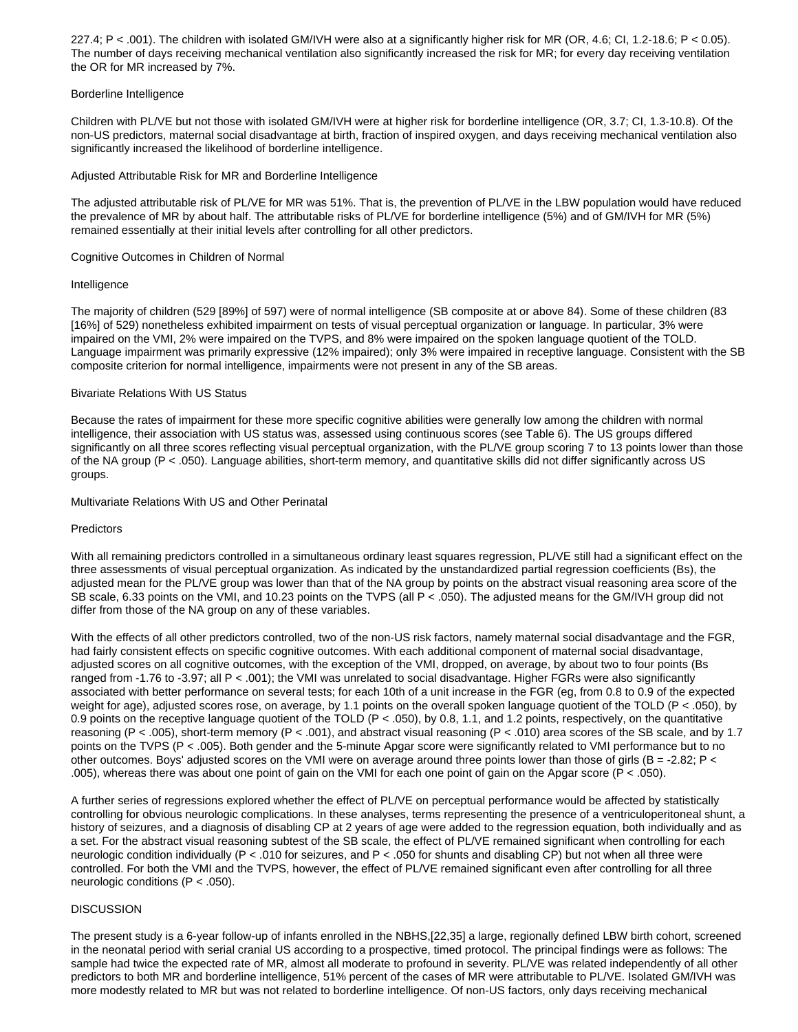227.4; $P < .001$). The children with isolated GM/IVH were also at a significantly higher risk for MR (OR, 4.6; CI, 1.2-18.6; $P < 0.05$). The number of days receiving mechanical ventilation also significantly increased the risk for MR; for every day receiving ventilation the OR for MR increased by 7%.

### Borderline Intelligence

Children with PL/VE but not those with isolated GM/IVH were at higher risk for borderline intelligence (OR, 3.7; CI, 1.3-10.8). Of the non-US predictors, maternal social disadvantage at birth, fraction of inspired oxygen, and days receiving mechanical ventilation also significantly increased the likelihood of borderline intelligence.

### Adjusted Attributable Risk for MR and Borderline Intelligence

The adjusted attributable risk of PL/VE for MR was 51%. That is, the prevention of PL/VE in the LBW population would have reduced the prevalence of MR by about half. The attributable risks of PL/VE for borderline intelligence (5%) and of GM/IVH for MR (5%) remained essentially at their initial levels after controlling for all other predictors.

## Cognitive Outcomes in Children of Normal

### Intelligence

The majority of children (529 [89%] of 597) were of normal intelligence (SB composite at or above 84). Some of these children (83 [16%] of 529) nonetheless exhibited impairment on tests of visual perceptual organization or language. In particular, 3% were impaired on the VMI, 2% were impaired on the TVPS, and 8% were impaired on the spoken language quotient of the TOLD. Language impairment was primarily expressive (12% impaired); only 3% were impaired in receptive language. Consistent with the SB composite criterion for normal intelligence, impairments were not present in any of the SB areas.

### Bivariate Relations With US Status

Because the rates of impairment for these more specific cognitive abilities were generally low among the children with normal intelligence, their association with US status was, assessed using continuous scores (see Table 6). The US groups differed significantly on all three scores reflecting visual perceptual organization, with the PL/VE group scoring 7 to 13 points lower than those of the NA group ($P < .050$). Language abilities, short-term memory, and quantitative skills did not differ significantly across US groups.

### Multivariate Relations With US and Other Perinatal

### Predictors

With all remaining predictors controlled in a simultaneous ordinary least squares regression, PL/VE still had a significant effect on the three assessments of visual perceptual organization. As indicated by the unstandardized partial regression coefficients (Bs), the adjusted mean for the PL/VE group was lower than that of the NA group by points on the abstract visual reasoning area score of the SB scale, 6.33 points on the VMI, and 10.23 points on the TVPS (all $P < .050$). The adjusted means for the GM/IVH group did not differ from those of the NA group on any of these variables.

With the effects of all other predictors controlled, two of the non-US risk factors, namely maternal social disadvantage and the FGR, had fairly consistent effects on specific cognitive outcomes. With each additional component of maternal social disadvantage, adjusted scores on all cognitive outcomes, with the exception of the VMI, dropped, on average, by about two to four points (Bs ranged from -1.76 to -3.97; all $P < .001$); the VMI was unrelated to social disadvantage. Higher FGRs were also significantly associated with better performance on several tests; for each 10th of a unit increase in the FGR (eg, from 0.8 to 0.9 of the expected weight for age), adjusted scores rose, on average, by 1.1 points on the overall spoken language quotient of the TOLD ($P < .050$), by 0.9 points on the receptive language quotient of the TOLD ($P < .050$), by 0.8, 1.1, and 1.2 points, respectively, on the quantitative reasoning ($P < .005$), short-term memory ($P < .001$), and abstract visual reasoning ($P < .010$) area scores of the SB scale, and by 1.7 points on the TVPS ($P < .005$). Both gender and the 5-minute Apgar score were significantly related to VMI performance but to no other outcomes. Boys' adjusted scores on the VMI were on average around three points lower than those of girls ($B = -2.82$; $P < .005$), whereas there was about one point of gain on the VMI for each one point of gain on the Apgar score ($P < .050$).

A further series of regressions explored whether the effect of PL/VE on perceptual performance would be affected by statistically controlling for obvious neurologic complications. In these analyses, terms representing the presence of a ventriculoperitoneal shunt, a history of seizures, and a diagnosis of disabling CP at 2 years of age were added to the regression equation, both individually and as a set. For the abstract visual reasoning subtest of the SB scale, the effect of PL/VE remained significant when controlling for each neurologic condition individually ($P < .010$ for seizures, and $P < .050$ for shunts and disabling CP) but not when all three were controlled. For both the VMI and the TVPS, however, the effect of PL/VE remained significant even after controlling for all three neurologic conditions ($P < .050$).

## DISCUSSION

The present study is a 6-year follow-up of infants enrolled in the NBHS,[22,35] a large, regionally defined LBW birth cohort, screened in the neonatal period with serial cranial US according to a prospective, timed protocol. The principal findings were as follows: The sample had twice the expected rate of MR, almost all moderate to profound in severity. PL/VE was related independently of all other predictors to both MR and borderline intelligence, 51% percent of the cases of MR were attributable to PL/VE. Isolated GM/IVH was more modestly related to MR but was not related to borderline intelligence. Of non-US factors, only days receiving mechanical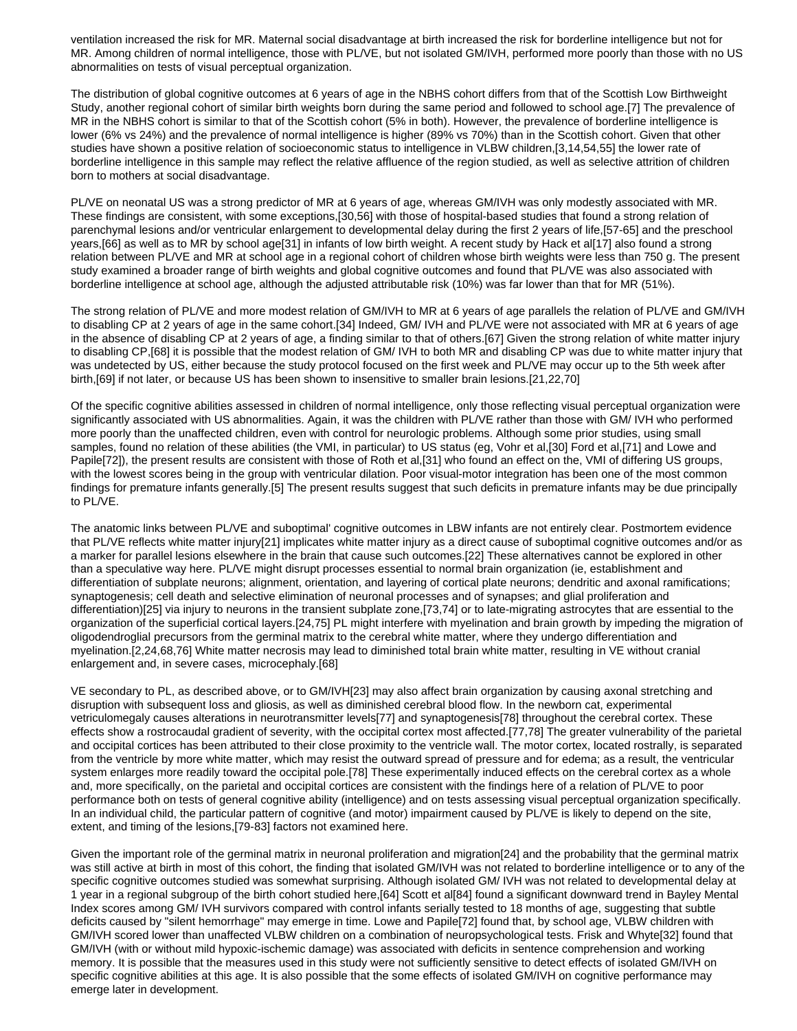ventilation increased the risk for MR. Maternal social disadvantage at birth increased the risk for borderline intelligence but not for MR. Among children of normal intelligence, those with PL/VE, but not isolated GM/IVH, performed more poorly than those with no US abnormalities on tests of visual perceptual organization.

The distribution of global cognitive outcomes at 6 years of age in the NBHS cohort differs from that of the Scottish Low Birthweight Study, another regional cohort of similar birth weights born during the same period and followed to school age.[7] The prevalence of MR in the NBHS cohort is similar to that of the Scottish cohort (5% in both). However, the prevalence of borderline intelligence is lower (6% vs 24%) and the prevalence of normal intelligence is higher (89% vs 70%) than in the Scottish cohort. Given that other studies have shown a positive relation of socioeconomic status to intelligence in VLBW children,[3,14,54,55] the lower rate of borderline intelligence in this sample may reflect the relative affluence of the region studied, as well as selective attrition of children born to mothers at social disadvantage.

PL/VE on neonatal US was a strong predictor of MR at 6 years of age, whereas GM/IVH was only modestly associated with MR. These findings are consistent, with some exceptions,[30,56] with those of hospital-based studies that found a strong relation of parenchymal lesions and/or ventricular enlargement to developmental delay during the first 2 years of life,[57-65] and the preschool years,[66] as well as to MR by school age[31] in infants of low birth weight. A recent study by Hack et al[17] also found a strong relation between PL/VE and MR at school age in a regional cohort of children whose birth weights were less than 750 g. The present study examined a broader range of birth weights and global cognitive outcomes and found that PL/VE was also associated with borderline intelligence at school age, although the adjusted attributable risk (10%) was far lower than that for MR (51%).

The strong relation of PL/VE and more modest relation of GM/IVH to MR at 6 years of age parallels the relation of PL/VE and GM/IVH to disabling CP at 2 years of age in the same cohort.[34] Indeed, GM/ IVH and PL/VE were not associated with MR at 6 years of age in the absence of disabling CP at 2 years of age, a finding similar to that of others.[67] Given the strong relation of white matter injury to disabling CP,[68] it is possible that the modest relation of GM/ IVH to both MR and disabling CP was due to white matter injury that was undetected by US, either because the study protocol focused on the first week and PL/VE may occur up to the 5th week after birth,[69] if not later, or because US has been shown to insensitive to smaller brain lesions.[21,22,70]

Of the specific cognitive abilities assessed in children of normal intelligence, only those reflecting visual perceptual organization were significantly associated with US abnormalities. Again, it was the children with PL/VE rather than those with GM/ IVH who performed more poorly than the unaffected children, even with control for neurologic problems. Although some prior studies, using small samples, found no relation of these abilities (the VMI, in particular) to US status (eg, Vohr et al,[30] Ford et al,[71] and Lowe and Papile[72]), the present results are consistent with those of Roth et al,[31] who found an effect on the, VMI of differing US groups, with the lowest scores being in the group with ventricular dilation. Poor visual-motor integration has been one of the most common findings for premature infants generally.[5] The present results suggest that such deficits in premature infants may be due principally to PL/VE.

The anatomic links between PL/VE and suboptimal' cognitive outcomes in LBW infants are not entirely clear. Postmortem evidence that PL/VE reflects white matter injury[21] implicates white matter injury as a direct cause of suboptimal cognitive outcomes and/or as a marker for parallel lesions elsewhere in the brain that cause such outcomes.[22] These alternatives cannot be explored in other than a speculative way here. PL/VE might disrupt processes essential to normal brain organization (ie, establishment and differentiation of subplate neurons; alignment, orientation, and layering of cortical plate neurons; dendritic and axonal ramifications; synaptogenesis; cell death and selective elimination of neuronal processes and of synapses; and glial proliferation and differentiation)[25] via injury to neurons in the transient subplate zone,[73,74] or to late-migrating astrocytes that are essential to the organization of the superficial cortical layers.[24,75] PL might interfere with myelination and brain growth by impeding the migration of oligodendroglial precursors from the germinal matrix to the cerebral white matter, where they undergo differentiation and myelination.[2,24,68,76] White matter necrosis may lead to diminished total brain white matter, resulting in VE without cranial enlargement and, in severe cases, microcephaly.[68]

VE secondary to PL, as described above, or to GM/IVH[23] may also affect brain organization by causing axonal stretching and disruption with subsequent loss and gliosis, as well as diminished cerebral blood flow. In the newborn cat, experimental vetriculomegaly causes alterations in neurotransmitter levels[77] and synaptogenesis[78] throughout the cerebral cortex. These effects show a rostrocaudal gradient of severity, with the occipital cortex most affected.[77,78] The greater vulnerability of the parietal and occipital cortices has been attributed to their close proximity to the ventricle wall. The motor cortex, located rostrally, is separated from the ventricle by more white matter, which may resist the outward spread of pressure and for edema; as a result, the ventricular system enlarges more readily toward the occipital pole.[78] These experimentally induced effects on the cerebral cortex as a whole and, more specifically, on the parietal and occipital cortices are consistent with the findings here of a relation of PL/VE to poor performance both on tests of general cognitive ability (intelligence) and on tests assessing visual perceptual organization specifically. In an individual child, the particular pattern of cognitive (and motor) impairment caused by PL/VE is likely to depend on the site, extent, and timing of the lesions,[79-83] factors not examined here.

Given the important role of the germinal matrix in neuronal proliferation and migration[24] and the probability that the germinal matrix was still active at birth in most of this cohort, the finding that isolated GM/IVH was not related to borderline intelligence or to any of the specific cognitive outcomes studied was somewhat surprising. Although isolated GM/ IVH was not related to developmental delay at 1 year in a regional subgroup of the birth cohort studied here,[64] Scott et al[84] found a significant downward trend in Bayley Mental Index scores among GM/ IVH survivors compared with control infants serially tested to 18 months of age, suggesting that subtle deficits caused by "silent hemorrhage" may emerge in time. Lowe and Papile[72] found that, by school age, VLBW children with GM/IVH scored lower than unaffected VLBW children on a combination of neuropsychological tests. Frisk and Whyte[32] found that GM/IVH (with or without mild hypoxic-ischemic damage) was associated with deficits in sentence comprehension and working memory. It is possible that the measures used in this study were not sufficiently sensitive to detect effects of isolated GM/IVH on specific cognitive abilities at this age. It is also possible that the some effects of isolated GM/IVH on cognitive performance may emerge later in development.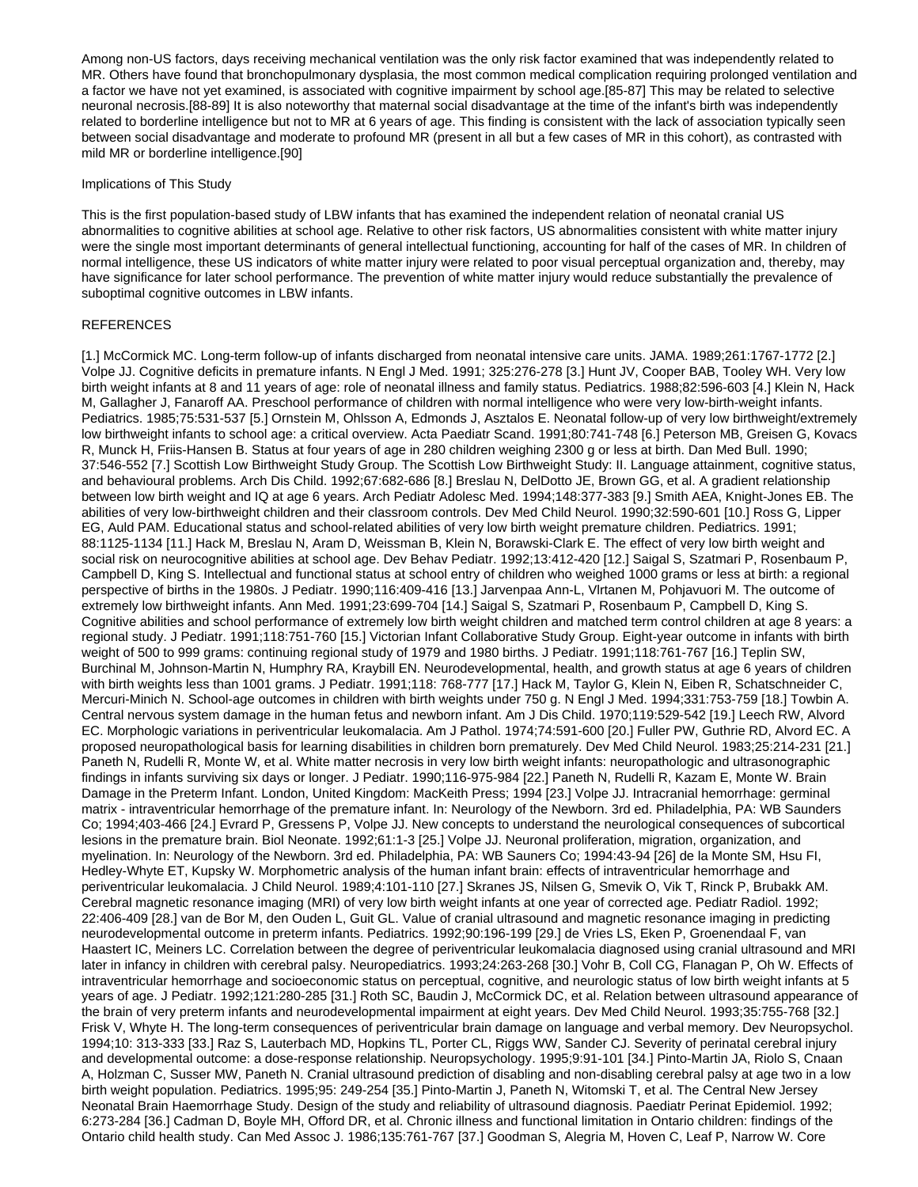Among non-US factors, days receiving mechanical ventilation was the only risk factor examined that was independently related to MR. Others have found that bronchopulmonary dysplasia, the most common medical complication requiring prolonged ventilation and a factor we have not yet examined, is associated with cognitive impairment by school age.[85-87] This may be related to selective neuronal necrosis.[88-89] It is also noteworthy that maternal social disadvantage at the time of the infant's birth was independently related to borderline intelligence but not to MR at 6 years of age. This finding is consistent with the lack of association typically seen between social disadvantage and moderate to profound MR (present in all but a few cases of MR in this cohort), as contrasted with mild MR or borderline intelligence.[90]

## Implications of This Study

This is the first population-based study of LBW infants that has examined the independent relation of neonatal cranial US abnormalities to cognitive abilities at school age. Relative to other risk factors, US abnormalities consistent with white matter injury were the single most important determinants of general intellectual functioning, accounting for half of the cases of MR. In children of normal intelligence, these US indicators of white matter injury were related to poor visual perceptual organization and, thereby, may have significance for later school performance. The prevention of white matter injury would reduce substantially the prevalence of suboptimal cognitive outcomes in LBW infants.

## REFERENCES

[1.] McCormick MC. Long-term follow-up of infants discharged from neonatal intensive care units. JAMA. 1989;261:1767-1772 [2.] Volpe JJ. Cognitive deficits in premature infants. N Engl J Med. 1991; 325:276-278 [3.] Hunt JV, Cooper BAB, Tooley WH. Very low birth weight infants at 8 and 11 years of age: role of neonatal illness and family status. Pediatrics. 1988;82:596-603 [4.] Klein N, Hack M, Gallagher J, Fanaroff AA. Preschool performance of children with normal intelligence who were very low-birth-weight infants. Pediatrics. 1985;75:531-537 [5.] Ornstein M, Ohlsson A, Edmonds J, Asztalos E. Neonatal follow-up of very low birthweight/extremely low birthweight infants to school age: a critical overview. Acta Paediatr Scand. 1991;80:741-748 [6.] Peterson MB, Greisen G, Kovacs R, Munck H, Friis-Hansen B. Status at four years of age in 280 children weighing 2300 g or less at birth. Dan Med Bull. 1990; 37:546-552 [7.] Scottish Low Birthweight Study Group. The Scottish Low Birthweight Study: II. Language attainment, cognitive status, and behavioural problems. Arch Dis Child. 1992;67:682-686 [8.] Breslau N, DelDotto JE, Brown GG, et al. A gradient relationship between low birth weight and IQ at age 6 years. Arch Pediatr Adolesc Med. 1994;148:377-383 [9.] Smith AEA, Knight-Jones EB. The abilities of very low-birthweight children and their classroom controls. Dev Med Child Neurol. 1990;32:590-601 [10.] Ross G, Lipper EG, Auld PAM. Educational status and school-related abilities of very low birth weight premature children. Pediatrics. 1991; 88:1125-1134 [11.] Hack M, Breslau N, Aram D, Weissman B, Klein N, Borawski-Clark E. The effect of very low birth weight and social risk on neurocognitive abilities at school age. Dev Behav Pediatr. 1992;13:412-420 [12.] Saigal S, Szatmari P, Rosenbaum P, Campbell D, King S. Intellectual and functional status at school entry of children who weighed 1000 grams or less at birth: a regional perspective of births in the 1980s. J Pediatr. 1990;116:409-416 [13.] Jarvenpaa Ann-L, Vlrtanen M, Pohjavuori M. The outcome of extremely low birthweight infants. Ann Med. 1991;23:699-704 [14.] Saigal S, Szatmari P, Rosenbaum P, Campbell D, King S. Cognitive abilities and school performance of extremely low birth weight children and matched term control children at age 8 years: a regional study. J Pediatr. 1991;118:751-760 [15.] Victorian Infant Collaborative Study Group. Eight-year outcome in infants with birth weight of 500 to 999 grams: continuing regional study of 1979 and 1980 births. J Pediatr. 1991;118:761-767 [16.] Teplin SW, Burchinal M, Johnson-Martin N, Humphry RA, Kraybill EN. Neurodevelopmental, health, and growth status at age 6 years of children with birth weights less than 1001 grams. J Pediatr. 1991;118: 768-777 [17.] Hack M, Taylor G, Klein N, Eiben R, Schatschneider C, Mercuri-Minich N. School-age outcomes in children with birth weights under 750 g. N Engl J Med. 1994;331:753-759 [18.] Towbin A. Central nervous system damage in the human fetus and newborn infant. Am J Dis Child. 1970;119:529-542 [19.] Leech RW, Alvord EC. Morphologic variations in periventricular leukomalacia. Am J Pathol. 1974;74:591-600 [20.] Fuller PW, Guthrie RD, Alvord EC. A proposed neuropathological basis for learning disabilities in children born prematurely. Dev Med Child Neurol. 1983;25:214-231 [21.] Paneth N, Rudelli R, Monte W, et al. White matter necrosis in very low birth weight infants: neuropathologic and ultrasonographic findings in infants surviving six days or longer. J Pediatr. 1990;116-975-984 [22.] Paneth N, Rudelli R, Kazam E, Monte W. Brain Damage in the Preterm Infant. London, United Kingdom: MacKeith Press; 1994 [23.] Volpe JJ. Intracranial hemorrhage: germinal matrix - intraventricular hemorrhage of the premature infant. In: Neurology of the Newborn. 3rd ed. Philadelphia, PA: WB Saunders Co; 1994;403-466 [24.] Evrard P, Gressens P, Volpe JJ. New concepts to understand the neurological consequences of subcortical lesions in the premature brain. Biol Neonate. 1992;61:1-3 [25.] Volpe JJ. Neuronal proliferation, migration, organization, and myelination. In: Neurology of the Newborn. 3rd ed. Philadelphia, PA: WB Sauners Co; 1994:43-94 [26] de la Monte SM, Hsu FI, Hedley-Whyte ET, Kupsky W. Morphometric analysis of the human infant brain: effects of intraventricular hemorrhage and periventricular leukomalacia. J Child Neurol. 1989;4:101-110 [27.] Skranes JS, Nilsen G, Smevik O, Vik T, Rinck P, Brubakk AM. Cerebral magnetic resonance imaging (MRI) of very low birth weight infants at one year of corrected age. Pediatr Radiol. 1992; 22:406-409 [28.] van de Bor M, den Ouden L, Guit GL. Value of cranial ultrasound and magnetic resonance imaging in predicting neurodevelopmental outcome in preterm infants. Pediatrics. 1992;90:196-199 [29.] de Vries LS, Eken P, Groenendaal F, van Haastert IC, Meiners LC. Correlation between the degree of periventricular leukomalacia diagnosed using cranial ultrasound and MRI later in infancy in children with cerebral palsy. Neuropediatrics. 1993;24:263-268 [30.] Vohr B, Coll CG, Flanagan P, Oh W. Effects of intraventricular hemorrhage and socioeconomic status on perceptual, cognitive, and neurologic status of low birth weight infants at 5 years of age. J Pediatr. 1992;121:280-285 [31.] Roth SC, Baudin J, McCormick DC, et al. Relation between ultrasound appearance of the brain of very preterm infants and neurodevelopmental impairment at eight years. Dev Med Child Neurol. 1993;35:755-768 [32.] Frisk V, Whyte H. The long-term consequences of periventricular brain damage on language and verbal memory. Dev Neuropsychol. 1994;10: 313-333 [33.] Raz S, Lauterbach MD, Hopkins TL, Porter CL, Riggs WW, Sander CJ. Severity of perinatal cerebral injury and developmental outcome: a dose-response relationship. Neuropsychology. 1995;9:91-101 [34.] Pinto-Martin JA, Riolo S, Cnaan A, Holzman C, Susser MW, Paneth N. Cranial ultrasound prediction of disabling and non-disabling cerebral palsy at age two in a low birth weight population. Pediatrics. 1995;95: 249-254 [35.] Pinto-Martin J, Paneth N, Witomski T, et al. The Central New Jersey Neonatal Brain Haemorrhage Study. Design of the study and reliability of ultrasound diagnosis. Paediatr Perinat Epidemiol. 1992; 6:273-284 [36.] Cadman D, Boyle MH, Offord DR, et al. Chronic illness and functional limitation in Ontario children: findings of the Ontario child health study. Can Med Assoc J. 1986;135:761-767 [37.] Goodman S, Alegria M, Hoven C, Leaf P, Narrow W. Core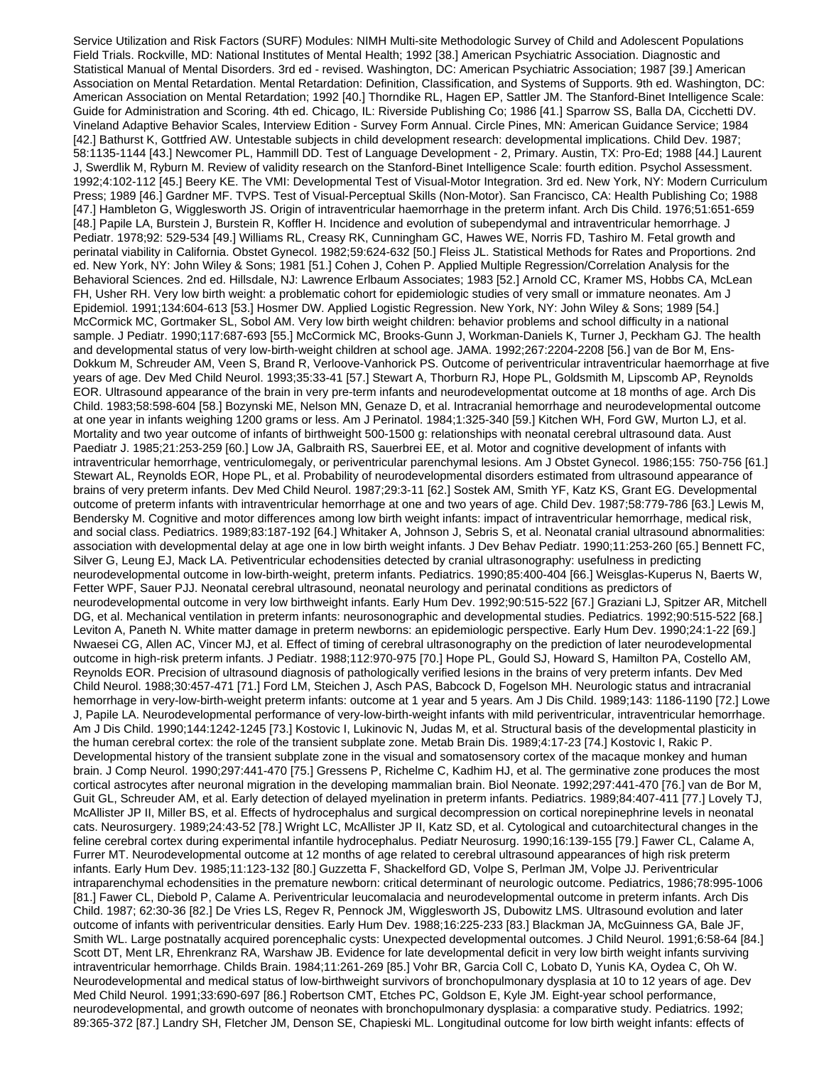Service Utilization and Risk Factors (SURF) Modules: NIMH Multi-site Methodologic Survey of Child and Adolescent Populations Field Trials. Rockville, MD: National Institutes of Mental Health; 1992 [38.] American Psychiatric Association. Diagnostic and Statistical Manual of Mental Disorders. 3rd ed - revised. Washington, DC: American Psychiatric Association; 1987 [39.] American Association on Mental Retardation. Mental Retardation: Definition, Classification, and Systems of Supports. 9th ed. Washington, DC: American Association on Mental Retardation; 1992 [40.] Thorndike RL, Hagen EP, Sattler JM. The Stanford-Binet Intelligence Scale: Guide for Administration and Scoring. 4th ed. Chicago, IL: Riverside Publishing Co; 1986 [41.] Sparrow SS, Balla DA, Cicchetti DV. Vineland Adaptive Behavior Scales, Interview Edition - Survey Form Annual. Circle Pines, MN: American Guidance Service; 1984 [42.] Bathurst K, Gottfried AW. Untestable subjects in child development research: developmental implications. Child Dev. 1987; 58:1135-1144 [43.] Newcomer PL, Hammill DD. Test of Language Development - 2, Primary. Austin, TX: Pro-Ed; 1988 [44.] Laurent J, Swerdlik M, Ryburn M. Review of validity research on the Stanford-Binet Intelligence Scale: fourth edition. Psychol Assessment. 1992;4:102-112 [45.] Beery KE. The VMI: Developmental Test of Visual-Motor Integration. 3rd ed. New York, NY: Modern Curriculum Press; 1989 [46.] Gardner MF. TVPS. Test of Visual-Perceptual Skills (Non-Motor). San Francisco, CA: Health Publishing Co; 1988 [47.] Hambleton G, Wigglesworth JS. Origin of intraventricular haemorrhage in the preterm infant. Arch Dis Child. 1976;51:651-659 [48.] Papile LA, Burstein J, Burstein R, Koffler H. Incidence and evolution of subependymal and intraventricular hemorrhage. J Pediatr. 1978;92: 529-534 [49.] Williams RL, Creasy RK, Cunningham GC, Hawes WE, Norris FD, Tashiro M. Fetal growth and perinatal viability in California. Obstet Gynecol. 1982;59:624-632 [50.] Fleiss JL. Statistical Methods for Rates and Proportions. 2nd ed. New York, NY: John Wiley & Sons; 1981 [51.] Cohen J, Cohen P. Applied Multiple Regression/Correlation Analysis for the Behavioral Sciences. 2nd ed. Hillsdale, NJ: Lawrence Erlbaum Associates; 1983 [52.] Arnold CC, Kramer MS, Hobbs CA, McLean FH, Usher RH. Very low birth weight: a problematic cohort for epidemiologic studies of very small or immature neonates. Am J Epidemiol. 1991;134:604-613 [53.] Hosmer DW. Applied Logistic Regression. New York, NY: John Wiley & Sons; 1989 [54.] McCormick MC, Gortmaker SL, Sobol AM. Very low birth weight children: behavior problems and school difficulty in a national sample. J Pediatr. 1990;117:687-693 [55.] McCormick MC, Brooks-Gunn J, Workman-Daniels K, Turner J, Peckham GJ. The health and developmental status of very low-birth-weight children at school age. JAMA. 1992;267:2204-2208 [56.] van de Bor M, Ens-Dokkum M, Schreuder AM, Veen S, Brand R, Verloove-Vanhorick PS. Outcome of periventricular intraventricular haemorrhage at five years of age. Dev Med Child Neurol. 1993;35:33-41 [57.] Stewart A, Thorburn RJ, Hope PL, Goldsmith M, Lipscomb AP, Reynolds EOR. Ultrasound appearance of the brain in very pre-term infants and neurodevelopmentat outcome at 18 months of age. Arch Dis Child. 1983;58:598-604 [58.] Bozynski ME, Nelson MN, Genaze D, et al. Intracranial hemorrhage and neurodevelopmental outcome at one year in infants weighing 1200 grams or less. Am J Perinatol. 1984;1:325-340 [59.] Kitchen WH, Ford GW, Murton LJ, et al. Mortality and two year outcome of infants of birthweight 500-1500 g: relationships with neonatal cerebral ultrasound data. Aust Paediatr J. 1985;21:253-259 [60.] Low JA, Galbraith RS, Sauerbrei EE, et al. Motor and cognitive development of infants with intraventricular hemorrhage, ventriculomegaly, or periventricular parenchymal lesions. Am J Obstet Gynecol. 1986;155: 750-756 [61.] Stewart AL, Reynolds EOR, Hope PL, et al. Probability of neurodevelopmental disorders estimated from ultrasound appearance of brains of very preterm infants. Dev Med Child Neurol. 1987;29:3-11 [62.] Sostek AM, Smith YF, Katz KS, Grant EG. Developmental outcome of preterm infants with intraventricular hemorrhage at one and two years of age. Child Dev. 1987;58:779-786 [63.] Lewis M, Bendersky M. Cognitive and motor differences among low birth weight infants: impact of intraventricular hemorrhage, medical risk, and social class. Pediatrics. 1989;83:187-192 [64.] Whitaker A, Johnson J, Sebris S, et al. Neonatal cranial ultrasound abnormalities: association with developmental delay at age one in low birth weight infants. J Dev Behav Pediatr. 1990;11:253-260 [65.] Bennett FC, Silver G, Leung EJ, Mack LA. Petiventricular echodensities detected by cranial ultrasonography: usefulness in predicting neurodevelopmental outcome in low-birth-weight, preterm infants. Pediatrics. 1990;85:400-404 [66.] Weisglas-Kuperus N, Baerts W, Fetter WPF, Sauer PJJ. Neonatal cerebral ultrasound, neonatal neurology and perinatal conditions as predictors of neurodevelopmental outcome in very low birthweight infants. Early Hum Dev. 1992;90:515-522 [67.] Graziani LJ, Spitzer AR, Mitchell DG, et al. Mechanical ventilation in preterm infants: neurosonographic and developmental studies. Pediatrics. 1992;90:515-522 [68.] Leviton A, Paneth N. White matter damage in preterm newborns: an epidemiologic perspective. Early Hum Dev. 1990;24:1-22 [69.] Nwaesei CG, Allen AC, Vincer MJ, et al. Effect of timing of cerebral ultrasonography on the prediction of later neurodevelopmental outcome in high-risk preterm infants. J Pediatr. 1988;112:970-975 [70.] Hope PL, Gould SJ, Howard S, Hamilton PA, Costello AM, Reynolds EOR. Precision of ultrasound diagnosis of pathologically verified lesions in the brains of very preterm infants. Dev Med Child Neurol. 1988;30:457-471 [71.] Ford LM, Steichen J, Asch PAS, Babcock D, Fogelson MH. Neurologic status and intracranial hemorrhage in very-low-birth-weight preterm infants: outcome at 1 year and 5 years. Am J Dis Child. 1989;143: 1186-1190 [72.] Lowe J, Papile LA. Neurodevelopmental performance of very-low-birth-weight infants with mild periventricular, intraventricular hemorrhage. Am J Dis Child. 1990;144:1242-1245 [73.] Kostovic I, Lukinovic N, Judas M, et al. Structural basis of the developmental plasticity in the human cerebral cortex: the role of the transient subplate zone. Metab Brain Dis. 1989;4:17-23 [74.] Kostovic I, Rakic P. Developmental history of the transient subplate zone in the visual and somatosensory cortex of the macaque monkey and human brain. J Comp Neurol. 1990;297:441-470 [75.] Gressens P, Richelme C, Kadhim HJ, et al. The germinative zone produces the most cortical astrocytes after neuronal migration in the developing mammalian brain. Biol Neonate. 1992;297:441-470 [76.] van de Bor M, Guit GL, Schreuder AM, et al. Early detection of delayed myelination in preterm infants. Pediatrics. 1989;84:407-411 [77.] Lovely TJ, McAllister JP II, Miller BS, et al. Effects of hydrocephalus and surgical decompression on cortical norepinephrine levels in neonatal cats. Neurosurgery. 1989;24:43-52 [78.] Wright LC, McAllister JP II, Katz SD, et al. Cytological and cutoarchitectural changes in the feline cerebral cortex during experimental infantile hydrocephalus. Pediatr Neurosurg. 1990;16:139-155 [79.] Fawer CL, Calame A, Furrer MT. Neurodevelopmental outcome at 12 months of age related to cerebral ultrasound appearances of high risk preterm infants. Early Hum Dev. 1985;11:123-132 [80.] Guzzetta F, Shackelford GD, Volpe S, Perlman JM, Volpe JJ. Periventricular intraparenchymal echodensities in the premature newborn: critical determinant of neurologic outcome. Pediatrics, 1986;78:995-1006 [81.] Fawer CL, Diebold P, Calame A. Periventricular leucomalacia and neurodevelopmental outcome in preterm infants. Arch Dis Child. 1987; 62:30-36 [82.] De Vries LS, Regev R, Pennock JM, Wigglesworth JS, Dubowitz LMS. Ultrasound evolution and later outcome of infants with periventricular densities. Early Hum Dev. 1988;16:225-233 [83.] Blackman JA, McGuinness GA, Bale JF, Smith WL. Large postnatally acquired porencephalic cysts: Unexpected developmental outcomes. J Child Neurol. 1991;6:58-64 [84.] Scott DT, Ment LR, Ehrenkranz RA, Warshaw JB. Evidence for late developmental deficit in very low birth weight infants surviving intraventricular hemorrhage. Childs Brain. 1984;11:261-269 [85.] Vohr BR, Garcia Coll C, Lobato D, Yunis KA, Oydea C, Oh W. Neurodevelopmental and medical status of low-birthweight survivors of bronchopulmonary dysplasia at 10 to 12 years of age. Dev Med Child Neurol. 1991;33:690-697 [86.] Robertson CMT, Etches PC, Goldson E, Kyle JM. Eight-year school performance, neurodevelopmental, and growth outcome of neonates with bronchopulmonary dysplasia: a comparative study. Pediatrics. 1992; 89:365-372 [87.] Landry SH, Fletcher JM, Denson SE, Chapieski ML. Longitudinal outcome for low birth weight infants: effects of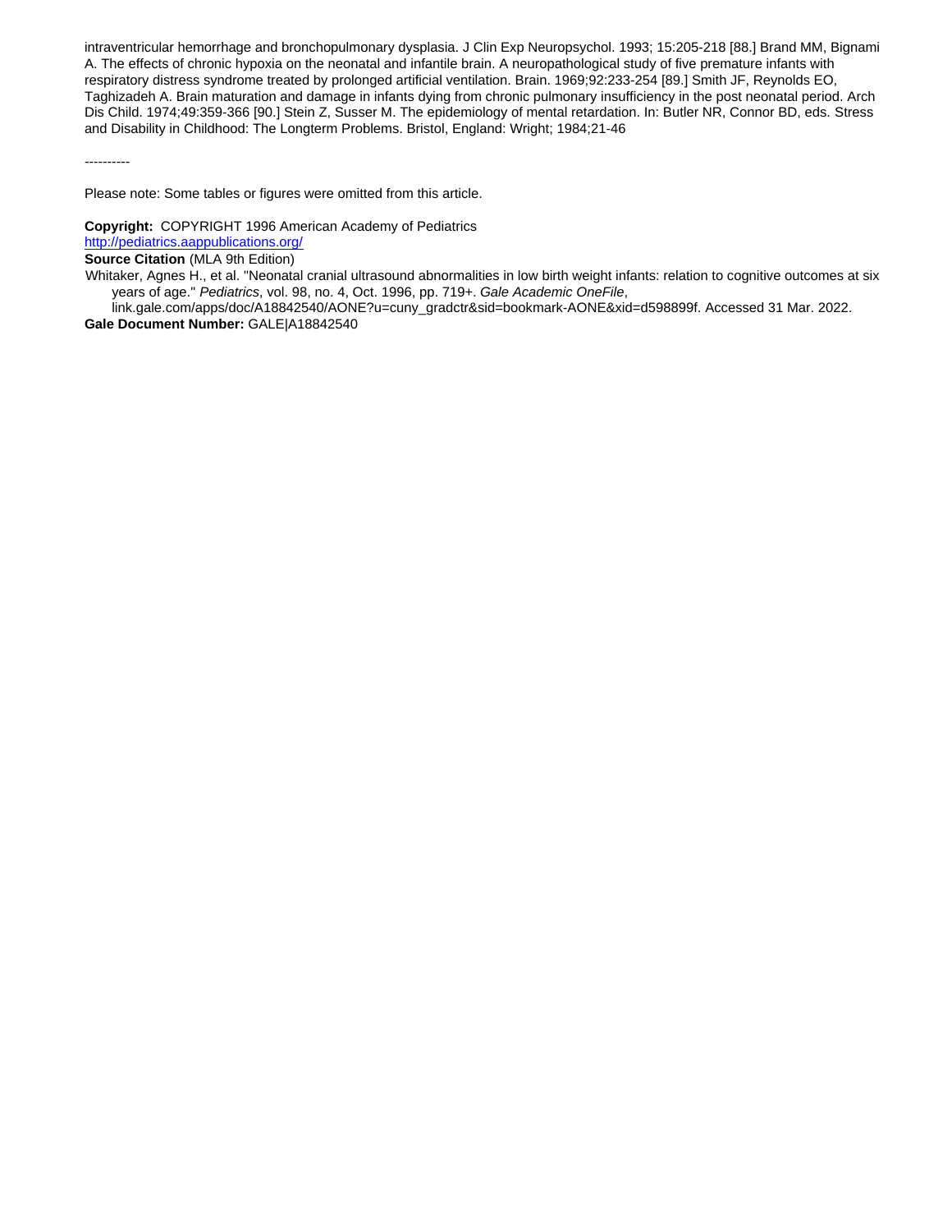intraventricular hemorrhage and bronchopulmonary dysplasia. J Clin Exp Neuropsychol. 1993; 15:205-218 [88.] Brand MM, Bignami A. The effects of chronic hypoxia on the neonatal and infantile brain. A neuropathological study of five premature infants with respiratory distress syndrome treated by prolonged artificial ventilation. Brain. 1969;92:233-254 [89.] Smith JF, Reynolds EO, Taghizadeh A. Brain maturation and damage in infants dying from chronic pulmonary insufficiency in the post neonatal period. Arch Dis Child. 1974;49:359-366 [90.] Stein Z, Susser M. The epidemiology of mental retardation. In: Butler NR, Connor BD, eds. Stress and Disability in Childhood: The Longterm Problems. Bristol, England: Wright; 1984;21-46

----------

Please note: Some tables or figures were omitted from this article.

**Copyright:** COPYRIGHT 1996 American Academy of Pediatrics
http://pediatrics.aappublications.org/

**Source Citation** (MLA 9th Edition)

Whitaker, Agnes H., et al. "Neonatal cranial ultrasound abnormalities in low birth weight infants: relation to cognitive outcomes at six years of age." *Pediatrics*, vol. 98, no. 4, Oct. 1996, pp. 719+. *Gale Academic OneFile*, link.gale.com/apps/doc/A18842540/AONE?u=cuny_gradctr&sid=bookmark-AONE&xid=d598899f. Accessed 31 Mar. 2022.

**Gale Document Number:** GALE|A18842540